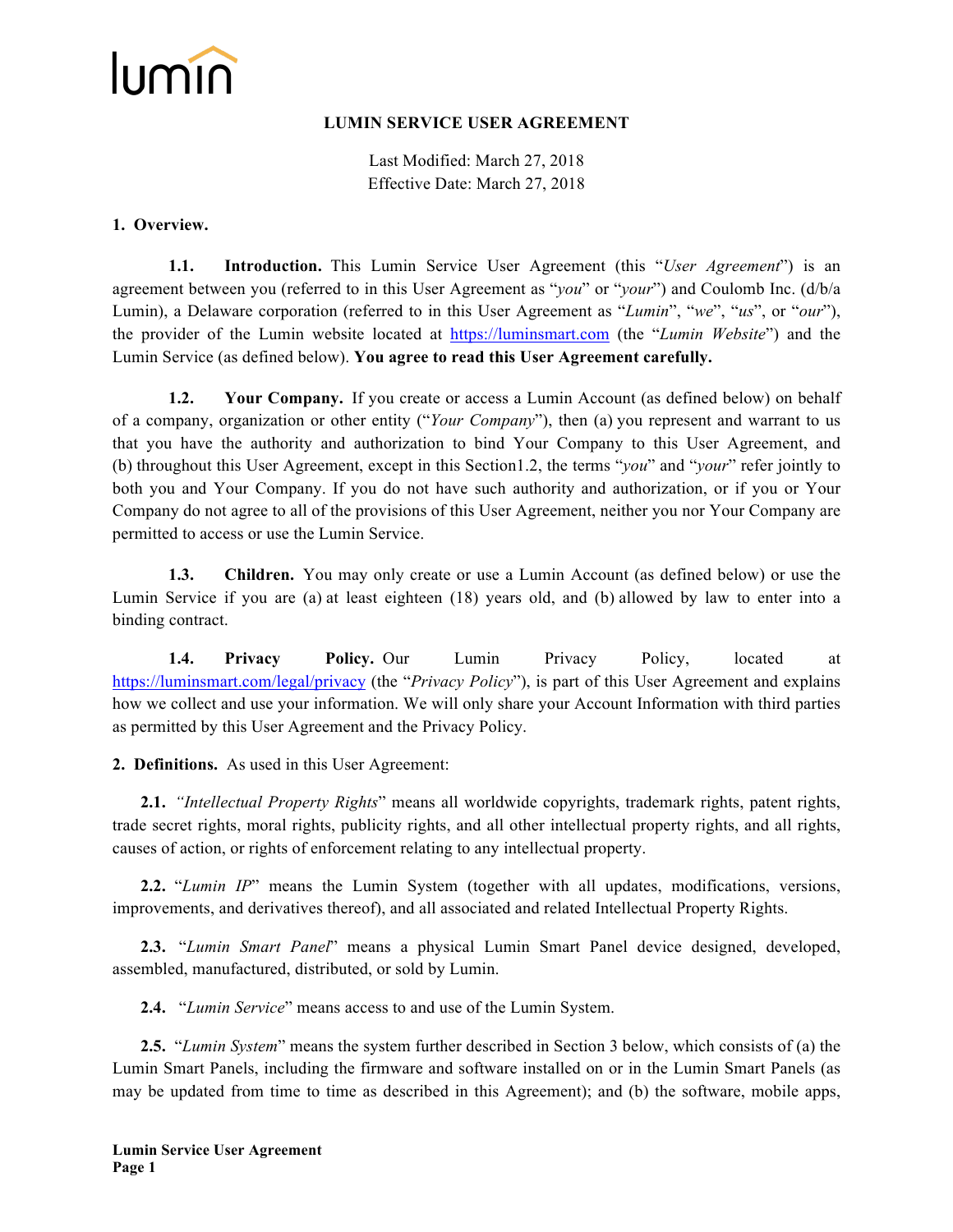lumin

# LUMIN SERVICE USER AGREEMENT

Last Modified: March 27, 2018
Effective Date: March 27, 2018

## 1. Overview.

**1.1. Introduction.** This Lumin Service User Agreement (this "*User Agreement*") is an agreement between you (referred to in this User Agreement as "*you*" or "*your*") and Coulomb Inc. (d/b/a Lumin), a Delaware corporation (referred to in this User Agreement as "*Lumin*", "*we*", "*us*", or "*our*"), the provider of the Lumin website located at https://luminsmart.com (the "*Lumin Website*") and the Lumin Service (as defined below). **You agree to read this User Agreement carefully.**

**1.2. Your Company.** If you create or access a Lumin Account (as defined below) on behalf of a company, organization or other entity ("*Your Company*"), then (a) you represent and warrant to us that you have the authority and authorization to bind Your Company to this User Agreement, and (b) throughout this User Agreement, except in this Section1.2, the terms "*you*" and "*your*" refer jointly to both you and Your Company. If you do not have such authority and authorization, or if you or Your Company do not agree to all of the provisions of this User Agreement, neither you nor Your Company are permitted to access or use the Lumin Service.

**1.3. Children.** You may only create or use a Lumin Account (as defined below) or use the Lumin Service if you are (a) at least eighteen (18) years old, and (b) allowed by law to enter into a binding contract.

**1.4. Privacy Policy.** Our Lumin Privacy Policy, located at https://luminsmart.com/legal/privacy (the "*Privacy Policy*"), is part of this User Agreement and explains how we collect and use your information. We will only share your Account Information with third parties as permitted by this User Agreement and the Privacy Policy.

## 2. Definitions.

As used in this User Agreement:

**2.1.** "*Intellectual Property Rights*" means all worldwide copyrights, trademark rights, patent rights, trade secret rights, moral rights, publicity rights, and all other intellectual property rights, and all rights, causes of action, or rights of enforcement relating to any intellectual property.

**2.2.** "*Lumin IP*" means the Lumin System (together with all updates, modifications, versions, improvements, and derivatives thereof), and all associated and related Intellectual Property Rights.

**2.3.** "*Lumin Smart Panel*" means a physical Lumin Smart Panel device designed, developed, assembled, manufactured, distributed, or sold by Lumin.

**2.4.** "*Lumin Service*" means access to and use of the Lumin System.

**2.5.** "*Lumin System*" means the system further described in Section 3 below, which consists of (a) the Lumin Smart Panels, including the firmware and software installed on or in the Lumin Smart Panels (as may be updated from time to time as described in this Agreement); and (b) the software, mobile apps,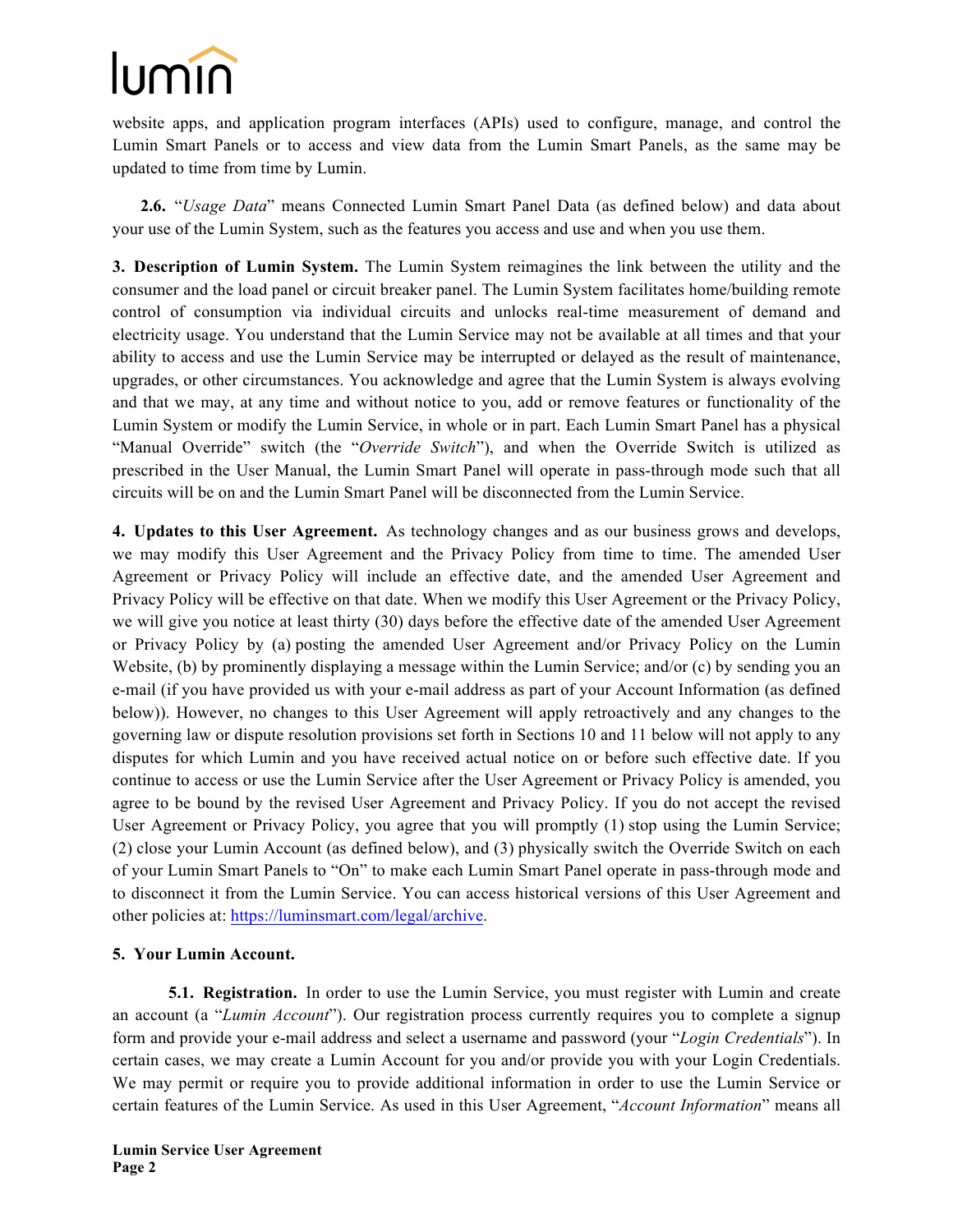website apps, and application program interfaces (APIs) used to configure, manage, and control the Lumin Smart Panels or to access and view data from the Lumin Smart Panels, as the same may be updated to time from time by Lumin.

**2.6.** "*Usage Data*" means Connected Lumin Smart Panel Data (as defined below) and data about your use of the Lumin System, such as the features you access and use and when you use them.

**3. Description of Lumin System.** The Lumin System reimagines the link between the utility and the consumer and the load panel or circuit breaker panel. The Lumin System facilitates home/building remote control of consumption via individual circuits and unlocks real-time measurement of demand and electricity usage. You understand that the Lumin Service may not be available at all times and that your ability to access and use the Lumin Service may be interrupted or delayed as the result of maintenance, upgrades, or other circumstances. You acknowledge and agree that the Lumin System is always evolving and that we may, at any time and without notice to you, add or remove features or functionality of the Lumin System or modify the Lumin Service, in whole or in part. Each Lumin Smart Panel has a physical "Manual Override" switch (the "*Override Switch*"), and when the Override Switch is utilized as prescribed in the User Manual, the Lumin Smart Panel will operate in pass-through mode such that all circuits will be on and the Lumin Smart Panel will be disconnected from the Lumin Service.

**4. Updates to this User Agreement.** As technology changes and as our business grows and develops, we may modify this User Agreement and the Privacy Policy from time to time. The amended User Agreement or Privacy Policy will include an effective date, and the amended User Agreement and Privacy Policy will be effective on that date. When we modify this User Agreement or the Privacy Policy, we will give you notice at least thirty (30) days before the effective date of the amended User Agreement or Privacy Policy by (a) posting the amended User Agreement and/or Privacy Policy on the Lumin Website, (b) by prominently displaying a message within the Lumin Service; and/or (c) by sending you an e-mail (if you have provided us with your e-mail address as part of your Account Information (as defined below)). However, no changes to this User Agreement will apply retroactively and any changes to the governing law or dispute resolution provisions set forth in Sections 10 and 11 below will not apply to any disputes for which Lumin and you have received actual notice on or before such effective date. If you continue to access or use the Lumin Service after the User Agreement or Privacy Policy is amended, you agree to be bound by the revised User Agreement and Privacy Policy. If you do not accept the revised User Agreement or Privacy Policy, you agree that you will promptly (1) stop using the Lumin Service; (2) close your Lumin Account (as defined below), and (3) physically switch the Override Switch on each of your Lumin Smart Panels to "On" to make each Lumin Smart Panel operate in pass-through mode and to disconnect it from the Lumin Service. You can access historical versions of this User Agreement and other policies at: https://luminsmart.com/legal/archive.

**5. Your Lumin Account.**

**5.1. Registration.** In order to use the Lumin Service, you must register with Lumin and create an account (a "*Lumin Account*"). Our registration process currently requires you to complete a signup form and provide your e-mail address and select a username and password (your "*Login Credentials*"). In certain cases, we may create a Lumin Account for you and/or provide you with your Login Credentials. We may permit or require you to provide additional information in order to use the Lumin Service or certain features of the Lumin Service. As used in this User Agreement, "*Account Information*" means all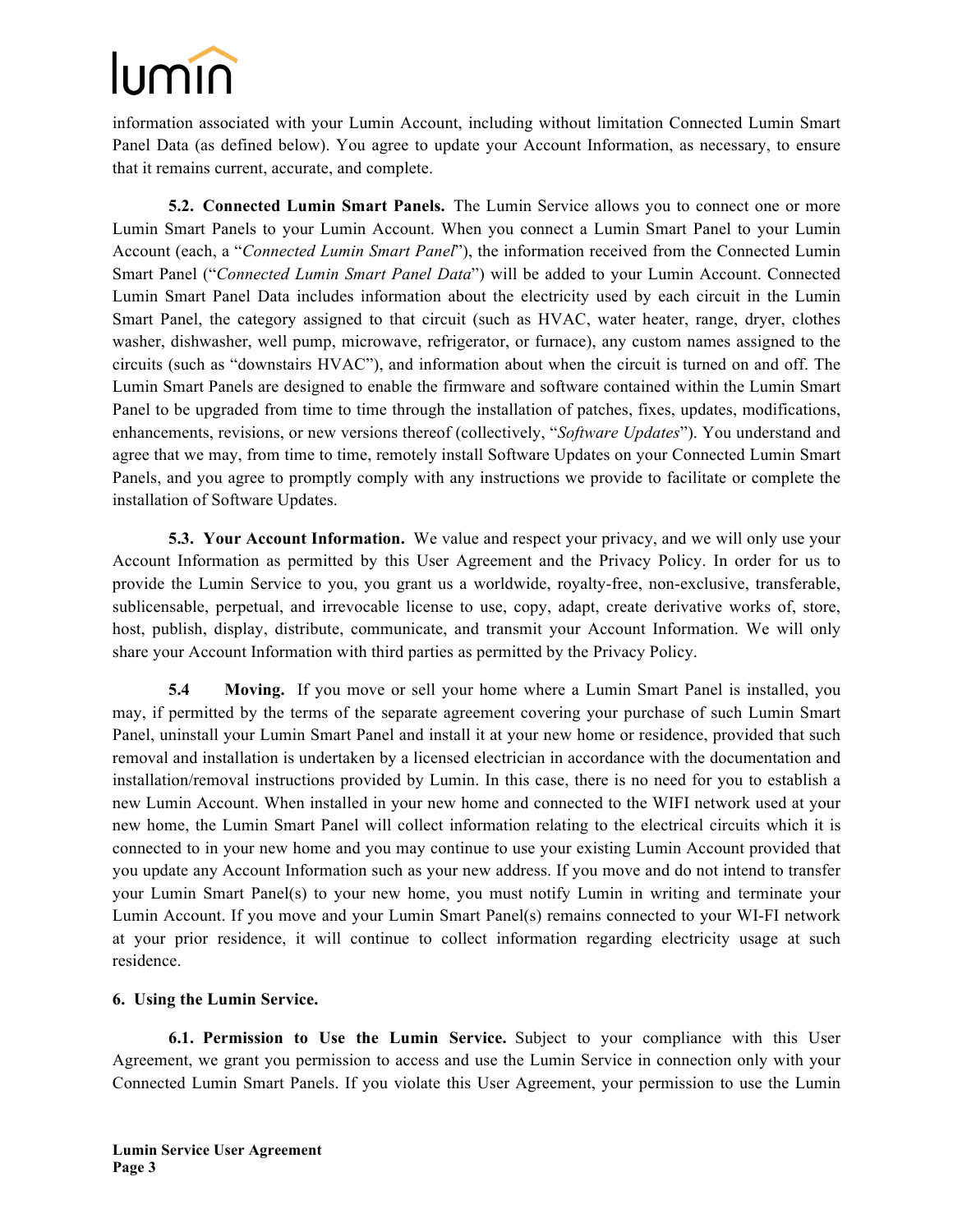information associated with your Lumin Account, including without limitation Connected Lumin Smart Panel Data (as defined below). You agree to update your Account Information, as necessary, to ensure that it remains current, accurate, and complete.

**5.2. Connected Lumin Smart Panels.** The Lumin Service allows you to connect one or more Lumin Smart Panels to your Lumin Account. When you connect a Lumin Smart Panel to your Lumin Account (each, a "*Connected Lumin Smart Panel*"), the information received from the Connected Lumin Smart Panel ("*Connected Lumin Smart Panel Data*") will be added to your Lumin Account. Connected Lumin Smart Panel Data includes information about the electricity used by each circuit in the Lumin Smart Panel, the category assigned to that circuit (such as HVAC, water heater, range, dryer, clothes washer, dishwasher, well pump, microwave, refrigerator, or furnace), any custom names assigned to the circuits (such as "downstairs HVAC"), and information about when the circuit is turned on and off. The Lumin Smart Panels are designed to enable the firmware and software contained within the Lumin Smart Panel to be upgraded from time to time through the installation of patches, fixes, updates, modifications, enhancements, revisions, or new versions thereof (collectively, "*Software Updates*"). You understand and agree that we may, from time to time, remotely install Software Updates on your Connected Lumin Smart Panels, and you agree to promptly comply with any instructions we provide to facilitate or complete the installation of Software Updates.

**5.3. Your Account Information.** We value and respect your privacy, and we will only use your Account Information as permitted by this User Agreement and the Privacy Policy. In order for us to provide the Lumin Service to you, you grant us a worldwide, royalty-free, non-exclusive, transferable, sublicensable, perpetual, and irrevocable license to use, copy, adapt, create derivative works of, store, host, publish, display, distribute, communicate, and transmit your Account Information. We will only share your Account Information with third parties as permitted by the Privacy Policy.

**5.4 Moving.** If you move or sell your home where a Lumin Smart Panel is installed, you may, if permitted by the terms of the separate agreement covering your purchase of such Lumin Smart Panel, uninstall your Lumin Smart Panel and install it at your new home or residence, provided that such removal and installation is undertaken by a licensed electrician in accordance with the documentation and installation/removal instructions provided by Lumin. In this case, there is no need for you to establish a new Lumin Account. When installed in your new home and connected to the WIFI network used at your new home, the Lumin Smart Panel will collect information relating to the electrical circuits which it is connected to in your new home and you may continue to use your existing Lumin Account provided that you update any Account Information such as your new address. If you move and do not intend to transfer your Lumin Smart Panel(s) to your new home, you must notify Lumin in writing and terminate your Lumin Account. If you move and your Lumin Smart Panel(s) remains connected to your WI-FI network at your prior residence, it will continue to collect information regarding electricity usage at such residence.

**6. Using the Lumin Service.**

**6.1. Permission to Use the Lumin Service.** Subject to your compliance with this User Agreement, we grant you permission to access and use the Lumin Service in connection only with your Connected Lumin Smart Panels. If you violate this User Agreement, your permission to use the Lumin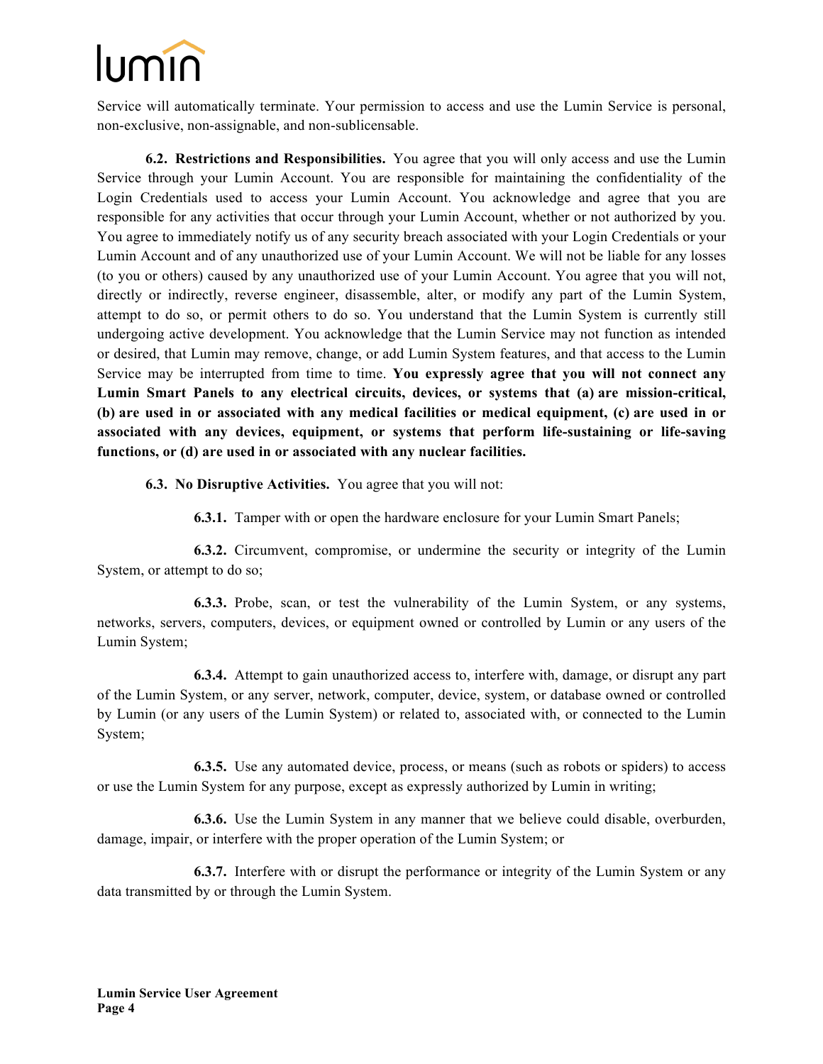Service will automatically terminate. Your permission to access and use the Lumin Service is personal, non-exclusive, non-assignable, and non-sublicensable.

**6.2. Restrictions and Responsibilities.** You agree that you will only access and use the Lumin Service through your Lumin Account. You are responsible for maintaining the confidentiality of the Login Credentials used to access your Lumin Account. You acknowledge and agree that you are responsible for any activities that occur through your Lumin Account, whether or not authorized by you. You agree to immediately notify us of any security breach associated with your Login Credentials or your Lumin Account and of any unauthorized use of your Lumin Account. We will not be liable for any losses (to you or others) caused by any unauthorized use of your Lumin Account. You agree that you will not, directly or indirectly, reverse engineer, disassemble, alter, or modify any part of the Lumin System, attempt to do so, or permit others to do so. You understand that the Lumin System is currently still undergoing active development. You acknowledge that the Lumin Service may not function as intended or desired, that Lumin may remove, change, or add Lumin System features, and that access to the Lumin Service may be interrupted from time to time. **You expressly agree that you will not connect any Lumin Smart Panels to any electrical circuits, devices, or systems that (a) are mission-critical, (b) are used in or associated with any medical facilities or medical equipment, (c) are used in or associated with any devices, equipment, or systems that perform life-sustaining or life-saving functions, or (d) are used in or associated with any nuclear facilities.**

**6.3. No Disruptive Activities.** You agree that you will not:

**6.3.1.** Tamper with or open the hardware enclosure for your Lumin Smart Panels;

**6.3.2.** Circumvent, compromise, or undermine the security or integrity of the Lumin System, or attempt to do so;

**6.3.3.** Probe, scan, or test the vulnerability of the Lumin System, or any systems, networks, servers, computers, devices, or equipment owned or controlled by Lumin or any users of the Lumin System;

**6.3.4.** Attempt to gain unauthorized access to, interfere with, damage, or disrupt any part of the Lumin System, or any server, network, computer, device, system, or database owned or controlled by Lumin (or any users of the Lumin System) or related to, associated with, or connected to the Lumin System;

**6.3.5.** Use any automated device, process, or means (such as robots or spiders) to access or use the Lumin System for any purpose, except as expressly authorized by Lumin in writing;

**6.3.6.** Use the Lumin System in any manner that we believe could disable, overburden, damage, impair, or interfere with the proper operation of the Lumin System; or

**6.3.7.** Interfere with or disrupt the performance or integrity of the Lumin System or any data transmitted by or through the Lumin System.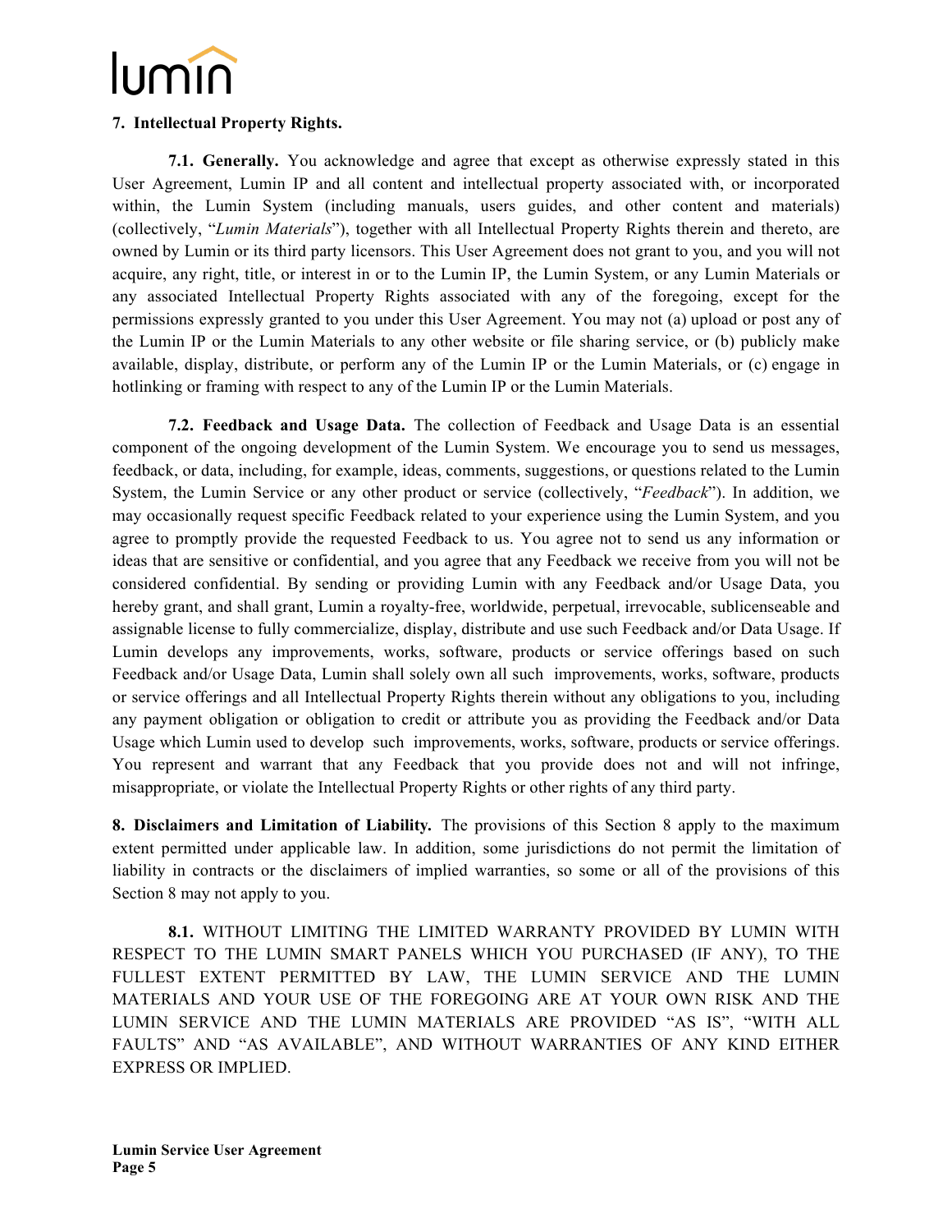**7. Intellectual Property Rights.**

**7.1. Generally.** You acknowledge and agree that except as otherwise expressly stated in this User Agreement, Lumin IP and all content and intellectual property associated with, or incorporated within, the Lumin System (including manuals, users guides, and other content and materials) (collectively, "*Lumin Materials*"), together with all Intellectual Property Rights therein and thereto, are owned by Lumin or its third party licensors. This User Agreement does not grant to you, and you will not acquire, any right, title, or interest in or to the Lumin IP, the Lumin System, or any Lumin Materials or any associated Intellectual Property Rights associated with any of the foregoing, except for the permissions expressly granted to you under this User Agreement. You may not (a) upload or post any of the Lumin IP or the Lumin Materials to any other website or file sharing service, or (b) publicly make available, display, distribute, or perform any of the Lumin IP or the Lumin Materials, or (c) engage in hotlinking or framing with respect to any of the Lumin IP or the Lumin Materials.

**7.2. Feedback and Usage Data.** The collection of Feedback and Usage Data is an essential component of the ongoing development of the Lumin System. We encourage you to send us messages, feedback, or data, including, for example, ideas, comments, suggestions, or questions related to the Lumin System, the Lumin Service or any other product or service (collectively, "*Feedback*"). In addition, we may occasionally request specific Feedback related to your experience using the Lumin System, and you agree to promptly provide the requested Feedback to us. You agree not to send us any information or ideas that are sensitive or confidential, and you agree that any Feedback we receive from you will not be considered confidential. By sending or providing Lumin with any Feedback and/or Usage Data, you hereby grant, and shall grant, Lumin a royalty-free, worldwide, perpetual, irrevocable, sublicenseable and assignable license to fully commercialize, display, distribute and use such Feedback and/or Data Usage. If Lumin develops any improvements, works, software, products or service offerings based on such Feedback and/or Usage Data, Lumin shall solely own all such improvements, works, software, products or service offerings and all Intellectual Property Rights therein without any obligations to you, including any payment obligation or obligation to credit or attribute you as providing the Feedback and/or Data Usage which Lumin used to develop such improvements, works, software, products or service offerings. You represent and warrant that any Feedback that you provide does not and will not infringe, misappropriate, or violate the Intellectual Property Rights or other rights of any third party.

**8. Disclaimers and Limitation of Liability.** The provisions of this Section 8 apply to the maximum extent permitted under applicable law. In addition, some jurisdictions do not permit the limitation of liability in contracts or the disclaimers of implied warranties, so some or all of the provisions of this Section 8 may not apply to you.

**8.1.** WITHOUT LIMITING THE LIMITED WARRANTY PROVIDED BY LUMIN WITH RESPECT TO THE LUMIN SMART PANELS WHICH YOU PURCHASED (IF ANY), TO THE FULLEST EXTENT PERMITTED BY LAW, THE LUMIN SERVICE AND THE LUMIN MATERIALS AND YOUR USE OF THE FOREGOING ARE AT YOUR OWN RISK AND THE LUMIN SERVICE AND THE LUMIN MATERIALS ARE PROVIDED "AS IS", "WITH ALL FAULTS" AND "AS AVAILABLE", AND WITHOUT WARRANTIES OF ANY KIND EITHER EXPRESS OR IMPLIED.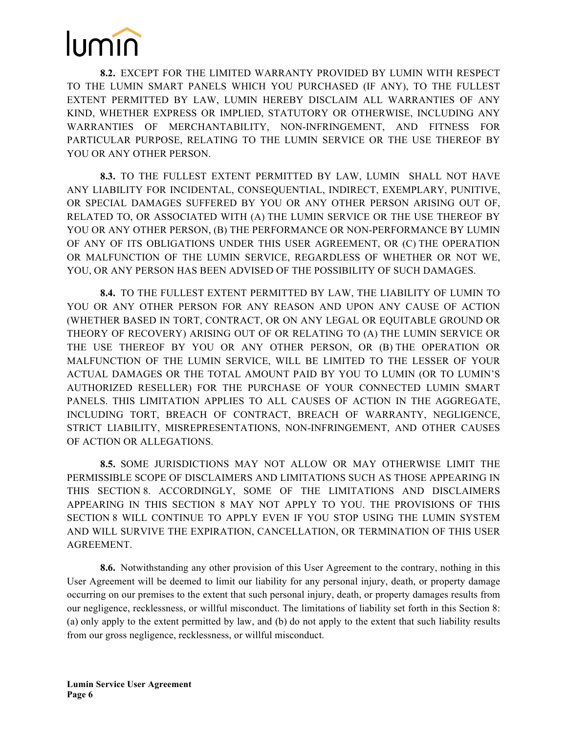**8.2.** EXCEPT FOR THE LIMITED WARRANTY PROVIDED BY LUMIN WITH RESPECT TO THE LUMIN SMART PANELS WHICH YOU PURCHASED (IF ANY), TO THE FULLEST EXTENT PERMITTED BY LAW, LUMIN HEREBY DISCLAIM ALL WARRANTIES OF ANY KIND, WHETHER EXPRESS OR IMPLIED, STATUTORY OR OTHERWISE, INCLUDING ANY WARRANTIES OF MERCHANTABILITY, NON-INFRINGEMENT, AND FITNESS FOR PARTICULAR PURPOSE, RELATING TO THE LUMIN SERVICE OR THE USE THEREOF BY YOU OR ANY OTHER PERSON.

**8.3.** TO THE FULLEST EXTENT PERMITTED BY LAW, LUMIN SHALL NOT HAVE ANY LIABILITY FOR INCIDENTAL, CONSEQUENTIAL, INDIRECT, EXEMPLARY, PUNITIVE, OR SPECIAL DAMAGES SUFFERED BY YOU OR ANY OTHER PERSON ARISING OUT OF, RELATED TO, OR ASSOCIATED WITH (A) THE LUMIN SERVICE OR THE USE THEREOF BY YOU OR ANY OTHER PERSON, (B) THE PERFORMANCE OR NON-PERFORMANCE BY LUMIN OF ANY OF ITS OBLIGATIONS UNDER THIS USER AGREEMENT, OR (C) THE OPERATION OR MALFUNCTION OF THE LUMIN SERVICE, REGARDLESS OF WHETHER OR NOT WE, YOU, OR ANY PERSON HAS BEEN ADVISED OF THE POSSIBILITY OF SUCH DAMAGES.

**8.4.** TO THE FULLEST EXTENT PERMITTED BY LAW, THE LIABILITY OF LUMIN TO YOU OR ANY OTHER PERSON FOR ANY REASON AND UPON ANY CAUSE OF ACTION (WHETHER BASED IN TORT, CONTRACT, OR ON ANY LEGAL OR EQUITABLE GROUND OR THEORY OF RECOVERY) ARISING OUT OF OR RELATING TO (A) THE LUMIN SERVICE OR THE USE THEREOF BY YOU OR ANY OTHER PERSON, OR (B) THE OPERATION OR MALFUNCTION OF THE LUMIN SERVICE, WILL BE LIMITED TO THE LESSER OF YOUR ACTUAL DAMAGES OR THE TOTAL AMOUNT PAID BY YOU TO LUMIN (OR TO LUMIN'S AUTHORIZED RESELLER) FOR THE PURCHASE OF YOUR CONNECTED LUMIN SMART PANELS. THIS LIMITATION APPLIES TO ALL CAUSES OF ACTION IN THE AGGREGATE, INCLUDING TORT, BREACH OF CONTRACT, BREACH OF WARRANTY, NEGLIGENCE, STRICT LIABILITY, MISREPRESENTATIONS, NON-INFRINGEMENT, AND OTHER CAUSES OF ACTION OR ALLEGATIONS.

**8.5.** SOME JURISDICTIONS MAY NOT ALLOW OR MAY OTHERWISE LIMIT THE PERMISSIBLE SCOPE OF DISCLAIMERS AND LIMITATIONS SUCH AS THOSE APPEARING IN THIS SECTION 8. ACCORDINGLY, SOME OF THE LIMITATIONS AND DISCLAIMERS APPEARING IN THIS SECTION 8 MAY NOT APPLY TO YOU. THE PROVISIONS OF THIS SECTION 8 WILL CONTINUE TO APPLY EVEN IF YOU STOP USING THE LUMIN SYSTEM AND WILL SURVIVE THE EXPIRATION, CANCELLATION, OR TERMINATION OF THIS USER AGREEMENT.

**8.6.** Notwithstanding any other provision of this User Agreement to the contrary, nothing in this User Agreement will be deemed to limit our liability for any personal injury, death, or property damage occurring on our premises to the extent that such personal injury, death, or property damages results from our negligence, recklessness, or willful misconduct. The limitations of liability set forth in this Section 8: (a) only apply to the extent permitted by law, and (b) do not apply to the extent that such liability results from our gross negligence, recklessness, or willful misconduct.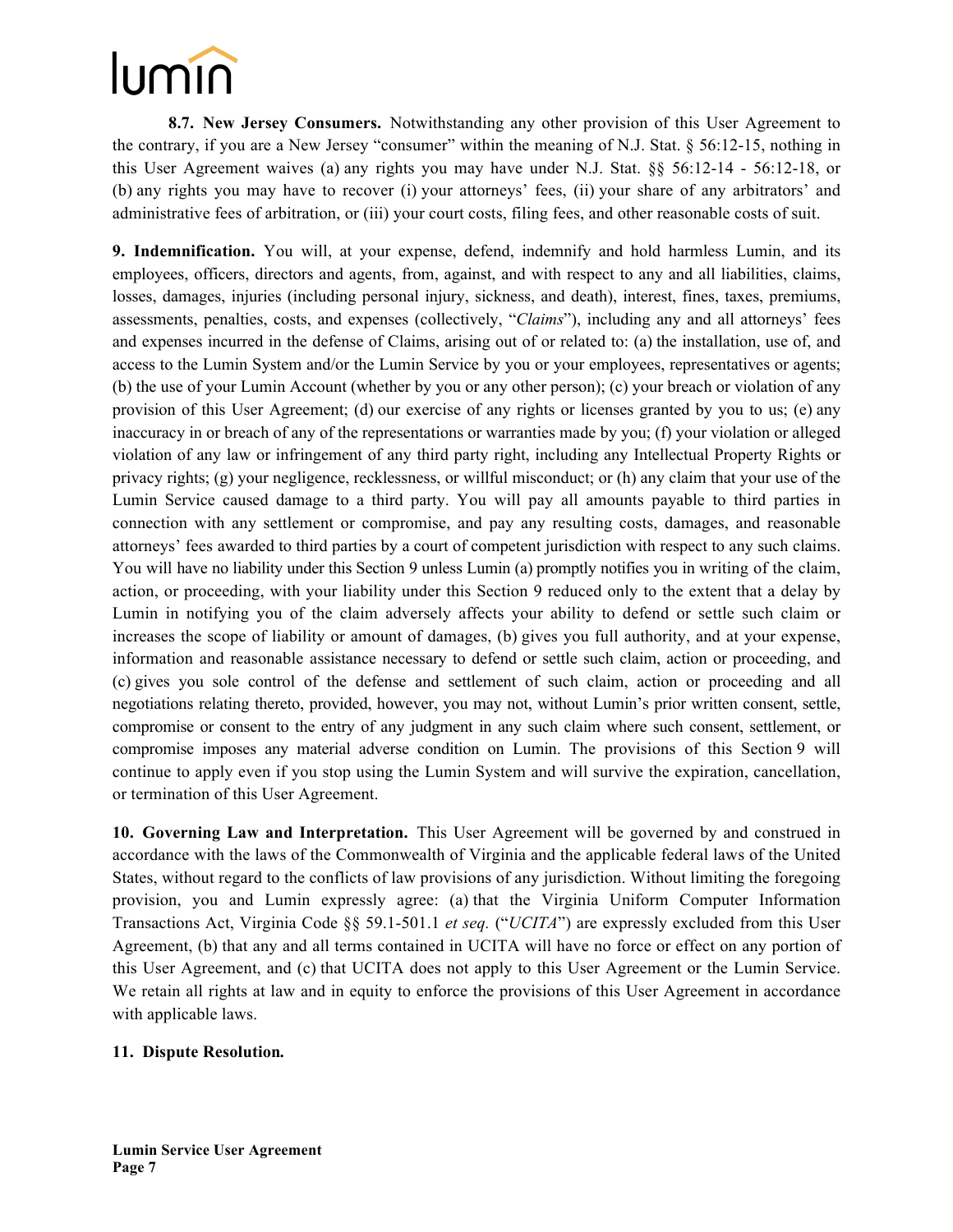**8.7. New Jersey Consumers.** Notwithstanding any other provision of this User Agreement to the contrary, if you are a New Jersey "consumer" within the meaning of N.J. Stat. § 56:12-15, nothing in this User Agreement waives (a) any rights you may have under N.J. Stat. §§ 56:12-14 - 56:12-18, or (b) any rights you may have to recover (i) your attorneys' fees, (ii) your share of any arbitrators' and administrative fees of arbitration, or (iii) your court costs, filing fees, and other reasonable costs of suit.

**9. Indemnification.** You will, at your expense, defend, indemnify and hold harmless Lumin, and its employees, officers, directors and agents, from, against, and with respect to any and all liabilities, claims, losses, damages, injuries (including personal injury, sickness, and death), interest, fines, taxes, premiums, assessments, penalties, costs, and expenses (collectively, "*Claims*"), including any and all attorneys' fees and expenses incurred in the defense of Claims, arising out of or related to: (a) the installation, use of, and access to the Lumin System and/or the Lumin Service by you or your employees, representatives or agents; (b) the use of your Lumin Account (whether by you or any other person); (c) your breach or violation of any provision of this User Agreement; (d) our exercise of any rights or licenses granted by you to us; (e) any inaccuracy in or breach of any of the representations or warranties made by you; (f) your violation or alleged violation of any law or infringement of any third party right, including any Intellectual Property Rights or privacy rights; (g) your negligence, recklessness, or willful misconduct; or (h) any claim that your use of the Lumin Service caused damage to a third party. You will pay all amounts payable to third parties in connection with any settlement or compromise, and pay any resulting costs, damages, and reasonable attorneys' fees awarded to third parties by a court of competent jurisdiction with respect to any such claims. You will have no liability under this Section 9 unless Lumin (a) promptly notifies you in writing of the claim, action, or proceeding, with your liability under this Section 9 reduced only to the extent that a delay by Lumin in notifying you of the claim adversely affects your ability to defend or settle such claim or increases the scope of liability or amount of damages, (b) gives you full authority, and at your expense, information and reasonable assistance necessary to defend or settle such claim, action or proceeding, and (c) gives you sole control of the defense and settlement of such claim, action or proceeding and all negotiations relating thereto, provided, however, you may not, without Lumin's prior written consent, settle, compromise or consent to the entry of any judgment in any such claim where such consent, settlement, or compromise imposes any material adverse condition on Lumin. The provisions of this Section 9 will continue to apply even if you stop using the Lumin System and will survive the expiration, cancellation, or termination of this User Agreement.

**10. Governing Law and Interpretation.** This User Agreement will be governed by and construed in accordance with the laws of the Commonwealth of Virginia and the applicable federal laws of the United States, without regard to the conflicts of law provisions of any jurisdiction. Without limiting the foregoing provision, you and Lumin expressly agree: (a) that the Virginia Uniform Computer Information Transactions Act, Virginia Code §§ 59.1-501.1 *et seq.* ("*UCITA*") are expressly excluded from this User Agreement, (b) that any and all terms contained in UCITA will have no force or effect on any portion of this User Agreement, and (c) that UCITA does not apply to this User Agreement or the Lumin Service. We retain all rights at law and in equity to enforce the provisions of this User Agreement in accordance with applicable laws.

**11. Dispute Resolution.**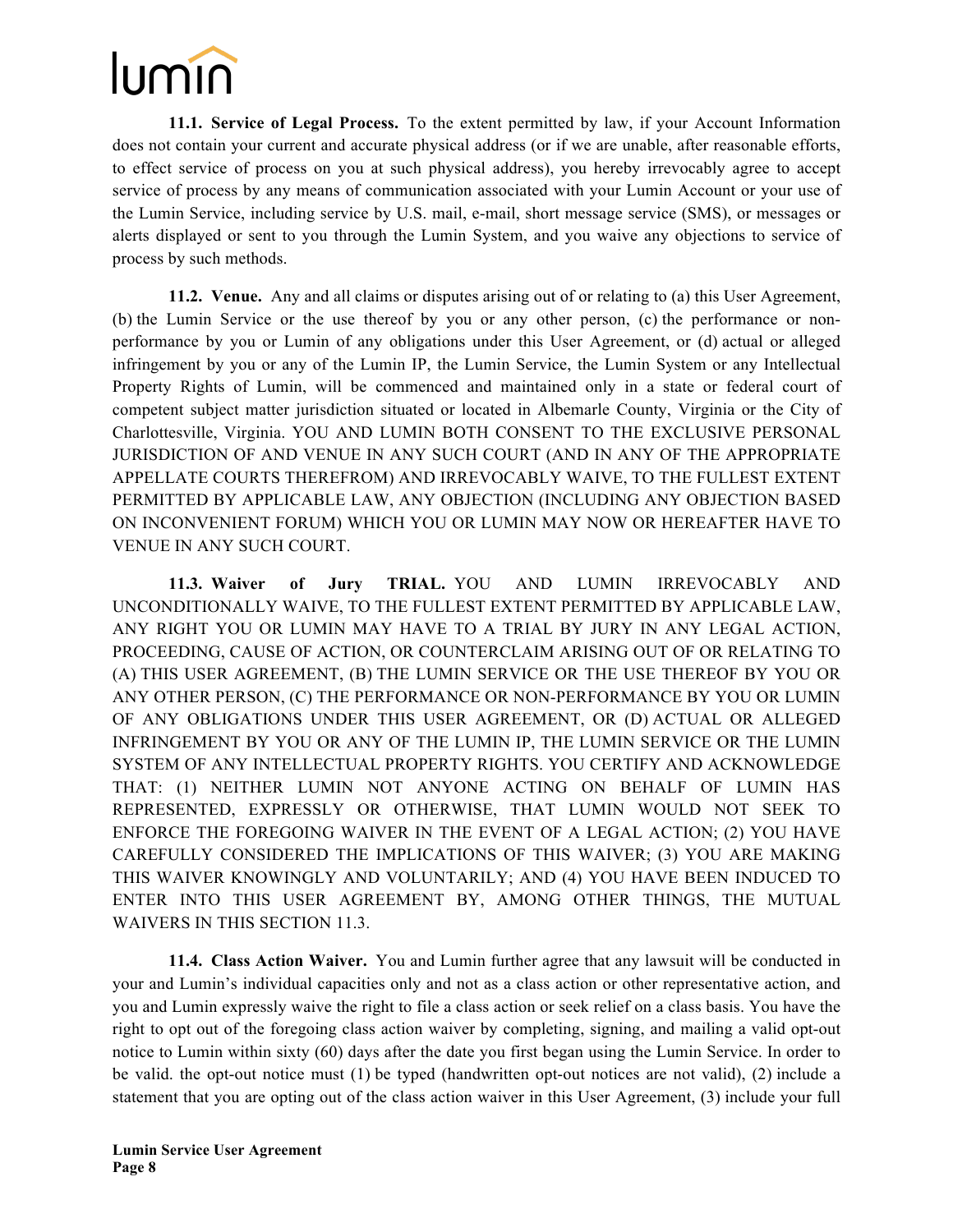**11.1. Service of Legal Process.** To the extent permitted by law, if your Account Information does not contain your current and accurate physical address (or if we are unable, after reasonable efforts, to effect service of process on you at such physical address), you hereby irrevocably agree to accept service of process by any means of communication associated with your Lumin Account or your use of the Lumin Service, including service by U.S. mail, e-mail, short message service (SMS), or messages or alerts displayed or sent to you through the Lumin System, and you waive any objections to service of process by such methods.

**11.2. Venue.** Any and all claims or disputes arising out of or relating to (a) this User Agreement, (b) the Lumin Service or the use thereof by you or any other person, (c) the performance or non-performance by you or Lumin of any obligations under this User Agreement, or (d) actual or alleged infringement by you or any of the Lumin IP, the Lumin Service, the Lumin System or any Intellectual Property Rights of Lumin, will be commenced and maintained only in a state or federal court of competent subject matter jurisdiction situated or located in Albemarle County, Virginia or the City of Charlottesville, Virginia. YOU AND LUMIN BOTH CONSENT TO THE EXCLUSIVE PERSONAL JURISDICTION OF AND VENUE IN ANY SUCH COURT (AND IN ANY OF THE APPROPRIATE APPELLATE COURTS THEREFROM) AND IRREVOCABLY WAIVE, TO THE FULLEST EXTENT PERMITTED BY APPLICABLE LAW, ANY OBJECTION (INCLUDING ANY OBJECTION BASED ON INCONVENIENT FORUM) WHICH YOU OR LUMIN MAY NOW OR HEREAFTER HAVE TO VENUE IN ANY SUCH COURT.

**11.3. Waiver of Jury TRIAL.** YOU AND LUMIN IRREVOCABLY AND UNCONDITIONALLY WAIVE, TO THE FULLEST EXTENT PERMITTED BY APPLICABLE LAW, ANY RIGHT YOU OR LUMIN MAY HAVE TO A TRIAL BY JURY IN ANY LEGAL ACTION, PROCEEDING, CAUSE OF ACTION, OR COUNTERCLAIM ARISING OUT OF OR RELATING TO (A) THIS USER AGREEMENT, (B) THE LUMIN SERVICE OR THE USE THEREOF BY YOU OR ANY OTHER PERSON, (C) THE PERFORMANCE OR NON-PERFORMANCE BY YOU OR LUMIN OF ANY OBLIGATIONS UNDER THIS USER AGREEMENT, OR (D) ACTUAL OR ALLEGED INFRINGEMENT BY YOU OR ANY OF THE LUMIN IP, THE LUMIN SERVICE OR THE LUMIN SYSTEM OF ANY INTELLECTUAL PROPERTY RIGHTS. YOU CERTIFY AND ACKNOWLEDGE THAT: (1) NEITHER LUMIN NOT ANYONE ACTING ON BEHALF OF LUMIN HAS REPRESENTED, EXPRESSLY OR OTHERWISE, THAT LUMIN WOULD NOT SEEK TO ENFORCE THE FOREGOING WAIVER IN THE EVENT OF A LEGAL ACTION; (2) YOU HAVE CAREFULLY CONSIDERED THE IMPLICATIONS OF THIS WAIVER; (3) YOU ARE MAKING THIS WAIVER KNOWINGLY AND VOLUNTARILY; AND (4) YOU HAVE BEEN INDUCED TO ENTER INTO THIS USER AGREEMENT BY, AMONG OTHER THINGS, THE MUTUAL WAIVERS IN THIS SECTION 11.3.

**11.4. Class Action Waiver.** You and Lumin further agree that any lawsuit will be conducted in your and Lumin's individual capacities only and not as a class action or other representative action, and you and Lumin expressly waive the right to file a class action or seek relief on a class basis. You have the right to opt out of the foregoing class action waiver by completing, signing, and mailing a valid opt-out notice to Lumin within sixty (60) days after the date you first began using the Lumin Service. In order to be valid. the opt-out notice must (1) be typed (handwritten opt-out notices are not valid), (2) include a statement that you are opting out of the class action waiver in this User Agreement, (3) include your full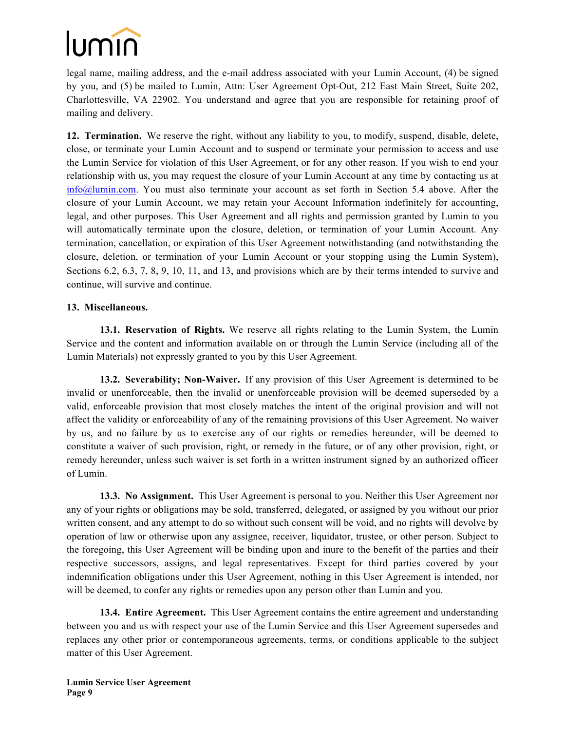legal name, mailing address, and the e-mail address associated with your Lumin Account, (4) be signed by you, and (5) be mailed to Lumin, Attn: User Agreement Opt-Out, 212 East Main Street, Suite 202, Charlottesville, VA 22902. You understand and agree that you are responsible for retaining proof of mailing and delivery.

**12. Termination.** We reserve the right, without any liability to you, to modify, suspend, disable, delete, close, or terminate your Lumin Account and to suspend or terminate your permission to access and use the Lumin Service for violation of this User Agreement, or for any other reason. If you wish to end your relationship with us, you may request the closure of your Lumin Account at any time by contacting us at info@lumin.com. You must also terminate your account as set forth in Section 5.4 above. After the closure of your Lumin Account, we may retain your Account Information indefinitely for accounting, legal, and other purposes. This User Agreement and all rights and permission granted by Lumin to you will automatically terminate upon the closure, deletion, or termination of your Lumin Account. Any termination, cancellation, or expiration of this User Agreement notwithstanding (and notwithstanding the closure, deletion, or termination of your Lumin Account or your stopping using the Lumin System), Sections 6.2, 6.3, 7, 8, 9, 10, 11, and 13, and provisions which are by their terms intended to survive and continue, will survive and continue.

**13. Miscellaneous.**

**13.1. Reservation of Rights.** We reserve all rights relating to the Lumin System, the Lumin Service and the content and information available on or through the Lumin Service (including all of the Lumin Materials) not expressly granted to you by this User Agreement.

**13.2. Severability; Non-Waiver.** If any provision of this User Agreement is determined to be invalid or unenforceable, then the invalid or unenforceable provision will be deemed superseded by a valid, enforceable provision that most closely matches the intent of the original provision and will not affect the validity or enforceability of any of the remaining provisions of this User Agreement. No waiver by us, and no failure by us to exercise any of our rights or remedies hereunder, will be deemed to constitute a waiver of such provision, right, or remedy in the future, or of any other provision, right, or remedy hereunder, unless such waiver is set forth in a written instrument signed by an authorized officer of Lumin.

**13.3. No Assignment.** This User Agreement is personal to you. Neither this User Agreement nor any of your rights or obligations may be sold, transferred, delegated, or assigned by you without our prior written consent, and any attempt to do so without such consent will be void, and no rights will devolve by operation of law or otherwise upon any assignee, receiver, liquidator, trustee, or other person. Subject to the foregoing, this User Agreement will be binding upon and inure to the benefit of the parties and their respective successors, assigns, and legal representatives. Except for third parties covered by your indemnification obligations under this User Agreement, nothing in this User Agreement is intended, nor will be deemed, to confer any rights or remedies upon any person other than Lumin and you.

**13.4. Entire Agreement.** This User Agreement contains the entire agreement and understanding between you and us with respect your use of the Lumin Service and this User Agreement supersedes and replaces any other prior or contemporaneous agreements, terms, or conditions applicable to the subject matter of this User Agreement.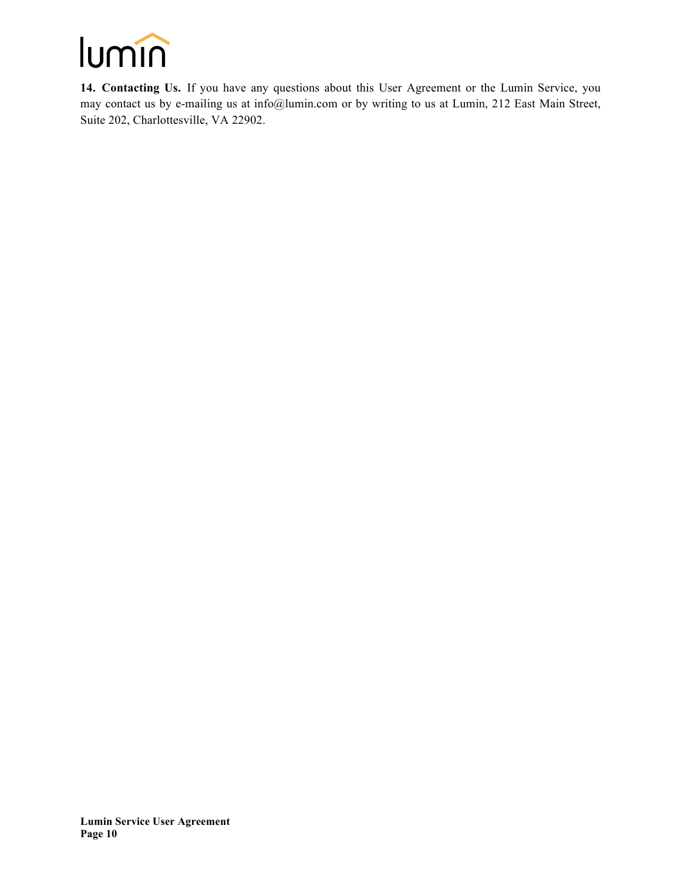**14. Contacting Us.** If you have any questions about this User Agreement or the Lumin Service, you may contact us by e-mailing us at info@lumin.com or by writing to us at Lumin, 212 East Main Street, Suite 202, Charlottesville, VA 22902.